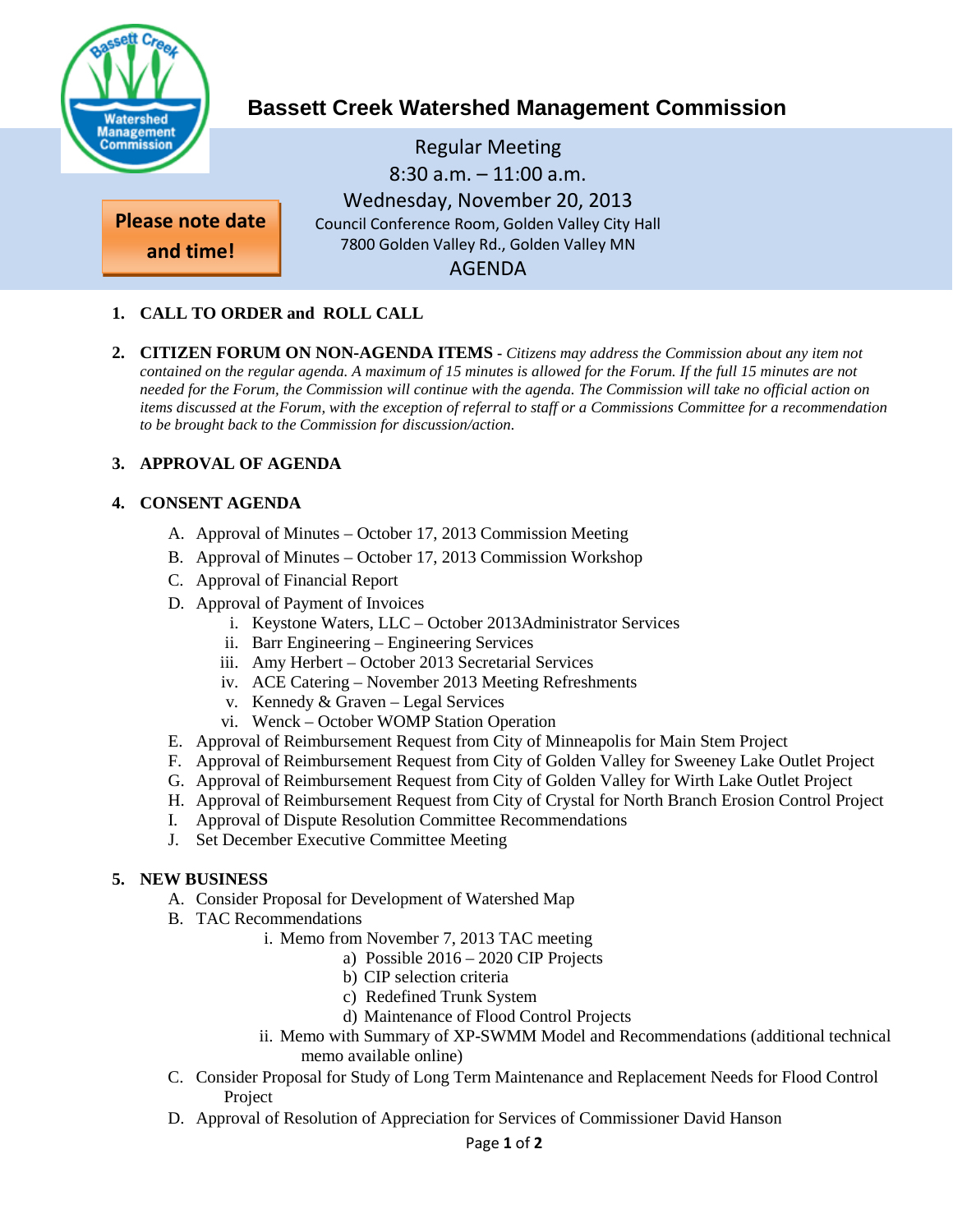# Bassett Creek Watershed Management Commission

Please note date and time!

Regular Meeting
8:30 a.m. – 11:00 a.m.
Wednesday, November 20, 2013
Council Conference Room, Golden Valley City Hall
7800 Golden Valley Rd., Golden Valley MN

AGENDA

1. **CALL TO ORDER and ROLL CALL**

2. **CITIZEN FORUM ON NON-AGENDA ITEMS** - *Citizens may address the Commission about any item not contained on the regular agenda. A maximum of 15 minutes is allowed for the Forum. If the full 15 minutes are not needed for the Forum, the Commission will continue with the agenda. The Commission will take no official action on items discussed at the Forum, with the exception of referral to staff or a Commissions Committee for a recommendation to be brought back to the Commission for discussion/action.*

3. **APPROVAL OF AGENDA**

4. **CONSENT AGENDA**
   - A. Approval of Minutes – October 17, 2013 Commission Meeting
   - B. Approval of Minutes – October 17, 2013 Commission Workshop
   - C. Approval of Financial Report
   - D. Approval of Payment of Invoices
     - i. Keystone Waters, LLC – October 2013Administrator Services
     - ii. Barr Engineering – Engineering Services
     - iii. Amy Herbert – October 2013 Secretarial Services
     - iv. ACE Catering – November 2013 Meeting Refreshments
     - v. Kennedy & Graven – Legal Services
     - vi. Wenck – October WOMP Station Operation
   - E. Approval of Reimbursement Request from City of Minneapolis for Main Stem Project
   - F. Approval of Reimbursement Request from City of Golden Valley for Sweeney Lake Outlet Project
   - G. Approval of Reimbursement Request from City of Golden Valley for Wirth Lake Outlet Project
   - H. Approval of Reimbursement Request from City of Crystal for North Branch Erosion Control Project
   - I. Approval of Dispute Resolution Committee Recommendations
   - J. Set December Executive Committee Meeting

5. **NEW BUSINESS**
   - A. Consider Proposal for Development of Watershed Map
   - B. TAC Recommendations
     - i. Memo from November 7, 2013 TAC meeting
       - a) Possible 2016 – 2020 CIP Projects
       - b) CIP selection criteria
       - c) Redefined Trunk System
       - d) Maintenance of Flood Control Projects
     - ii. Memo with Summary of XP-SWMM Model and Recommendations (additional technical memo available online)
   - C. Consider Proposal for Study of Long Term Maintenance and Replacement Needs for Flood Control Project
   - D. Approval of Resolution of Appreciation for Services of Commissioner David Hanson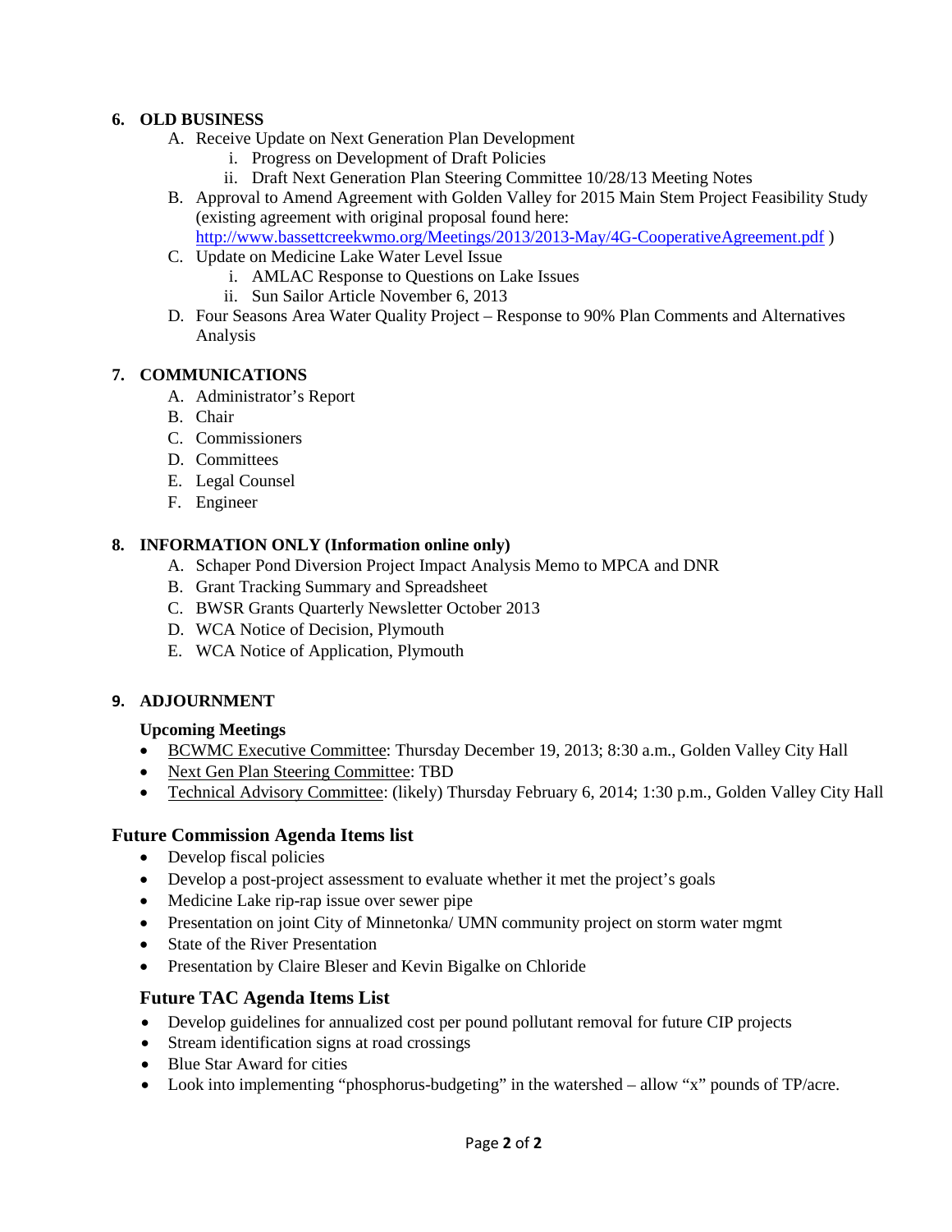**6. OLD BUSINESS**

A. Receive Update on Next Generation Plan Development
   i. Progress on Development of Draft Policies
   ii. Draft Next Generation Plan Steering Committee 10/28/13 Meeting Notes

B. Approval to Amend Agreement with Golden Valley for 2015 Main Stem Project Feasibility Study (existing agreement with original proposal found here: http://www.bassettcreekwmo.org/Meetings/2013/2013-May/4G-CooperativeAgreement.pdf )

C. Update on Medicine Lake Water Level Issue
   i. AMLAC Response to Questions on Lake Issues
   ii. Sun Sailor Article November 6, 2013

D. Four Seasons Area Water Quality Project – Response to 90% Plan Comments and Alternatives Analysis

**7. COMMUNICATIONS**

A. Administrator's Report
B. Chair
C. Commissioners
D. Committees
E. Legal Counsel
F. Engineer

**8. INFORMATION ONLY (Information online only)**

A. Schaper Pond Diversion Project Impact Analysis Memo to MPCA and DNR
B. Grant Tracking Summary and Spreadsheet
C. BWSR Grants Quarterly Newsletter October 2013
D. WCA Notice of Decision, Plymouth
E. WCA Notice of Application, Plymouth

**9. ADJOURNMENT**

**Upcoming Meetings**

- BCWMC Executive Committee: Thursday December 19, 2013; 8:30 a.m., Golden Valley City Hall
- Next Gen Plan Steering Committee: TBD
- Technical Advisory Committee: (likely) Thursday February 6, 2014; 1:30 p.m., Golden Valley City Hall

## Future Commission Agenda Items list

- Develop fiscal policies
- Develop a post-project assessment to evaluate whether it met the project's goals
- Medicine Lake rip-rap issue over sewer pipe
- Presentation on joint City of Minnetonka/ UMN community project on storm water mgmt
- State of the River Presentation
- Presentation by Claire Bleser and Kevin Bigalke on Chloride

## Future TAC Agenda Items List

- Develop guidelines for annualized cost per pound pollutant removal for future CIP projects
- Stream identification signs at road crossings
- Blue Star Award for cities
- Look into implementing "phosphorus-budgeting" in the watershed – allow "x" pounds of TP/acre.